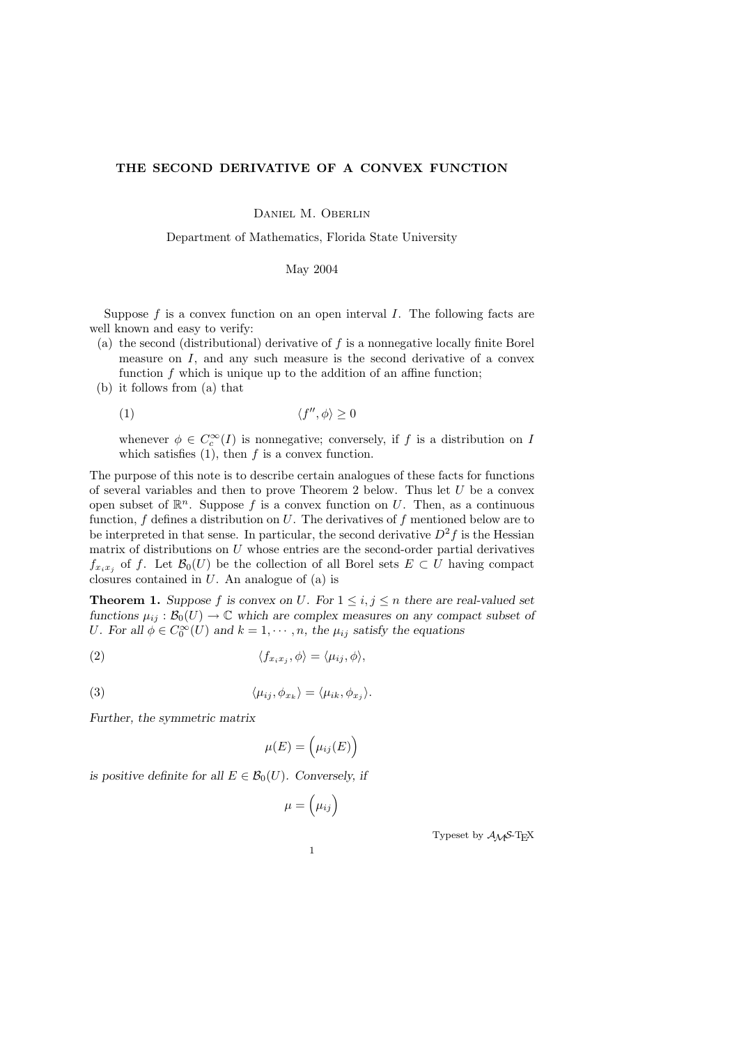# THE SECOND DERIVATIVE OF A CONVEX FUNCTION

Daniel M. Oberlin

Department of Mathematics, Florida State University

May 2004

Suppose $f$ is a convex function on an open interval $I$. The following facts are well known and easy to verify:

(a) the second (distributional) derivative of $f$ is a nonnegative locally finite Borel measure on $I$, and any such measure is the second derivative of a convex function $f$ which is unique up to the addition of an affine function;

(b) it follows from (a) that

$$\langle f'', \phi \rangle \geq 0 \tag{1}$$

whenever $\phi \in C_c^\infty(I)$ is nonnegative; conversely, if $f$ is a distribution on $I$ which satisfies (1), then $f$ is a convex function.

The purpose of this note is to describe certain analogues of these facts for functions of several variables and then to prove Theorem 2 below. Thus let $U$ be a convex open subset of $\mathbb{R}^n$. Suppose $f$ is a convex function on $U$. Then, as a continuous function, $f$ defines a distribution on $U$. The derivatives of $f$ mentioned below are to be interpreted in that sense. In particular, the second derivative $D^2 f$ is the Hessian matrix of distributions on $U$ whose entries are the second-order partial derivatives $f_{x_i x_j}$ of $f$. Let $\mathcal{B}_0(U)$ be the collection of all Borel sets $E \subset U$ having compact closures contained in $U$. An analogue of (a) is

**Theorem 1.** *Suppose $f$ is convex on $U$. For $1 \leq i, j \leq n$ there are real-valued set functions $\mu_{ij} : \mathcal{B}_0(U) \to \mathbb{C}$ which are complex measures on any compact subset of $U$. For all $\phi \in C_0^\infty(U)$ and $k = 1, \cdots, n$, the $\mu_{ij}$ satisfy the equations*

$$\langle f_{x_i x_j}, \phi \rangle = \langle \mu_{ij}, \phi \rangle, \tag{2}$$

$$\langle \mu_{ij}, \phi_{x_k} \rangle = \langle \mu_{ik}, \phi_{x_j} \rangle. \tag{3}$$

*Further, the symmetric matrix*

$$\mu(E) = \Big( \mu_{ij}(E) \Big)$$

*is positive definite for all $E \in \mathcal{B}_0(U)$. Conversely, if*

$$\mu = \Big( \mu_{ij} \Big)$$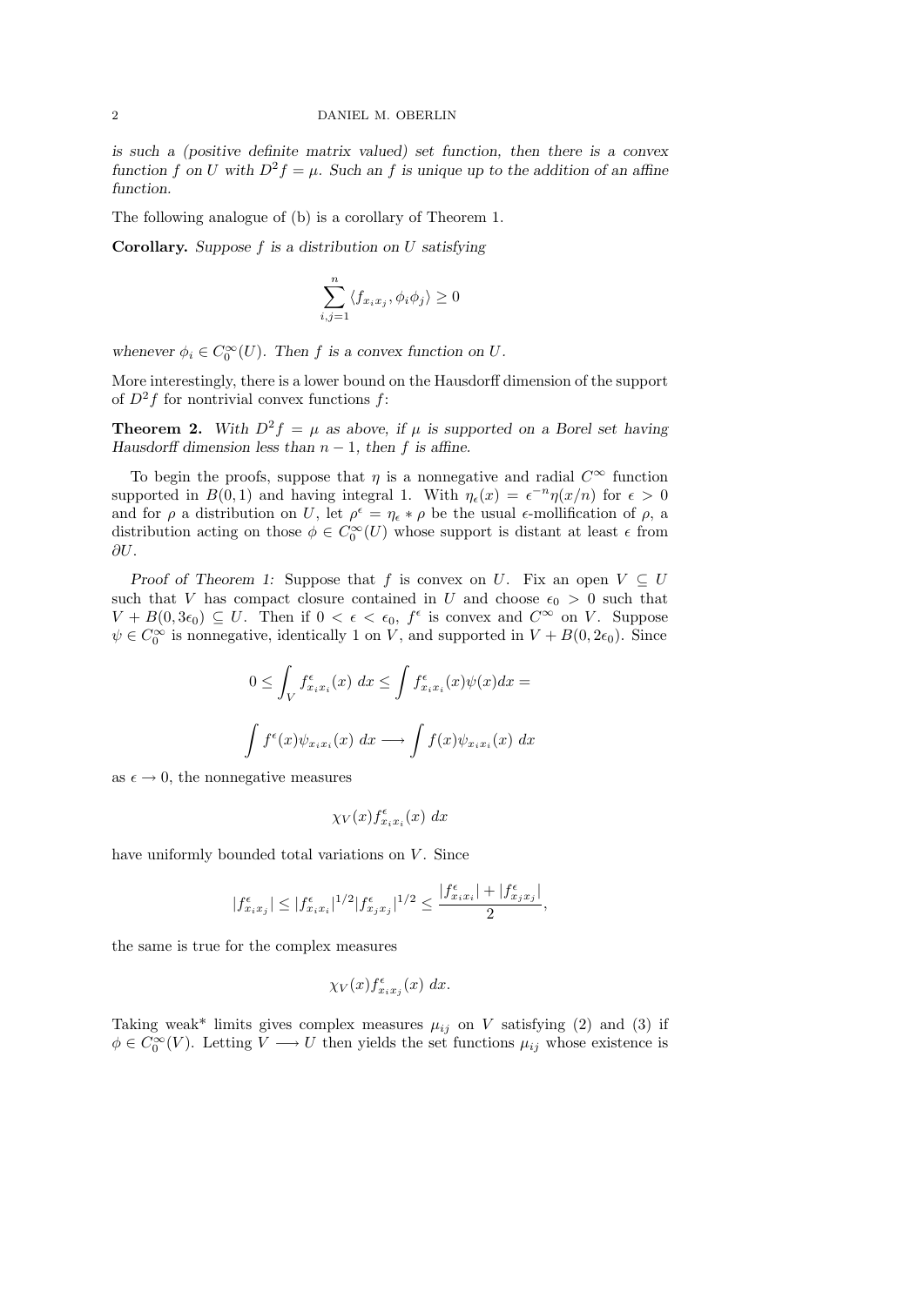*is such a (positive definite matrix valued) set function, then there is a convex function $f$ on $U$ with $D^2 f = \mu$. Such an $f$ is unique up to the addition of an affine function.*

The following analogue of (b) is a corollary of Theorem 1.

**Corollary.** *Suppose $f$ is a distribution on $U$ satisfying*

$$\sum_{i,j=1}^{n} \langle f_{x_i x_j}, \phi_i \phi_j \rangle \geq 0$$

*whenever $\phi_i \in C_0^\infty(U)$. Then $f$ is a convex function on $U$.*

More interestingly, there is a lower bound on the Hausdorff dimension of the support of $D^2 f$ for nontrivial convex functions $f$:

**Theorem 2.** *With $D^2 f = \mu$ as above, if $\mu$ is supported on a Borel set having Hausdorff dimension less than $n-1$, then $f$ is affine.*

To begin the proofs, suppose that $\eta$ is a nonnegative and radial $C^\infty$ function supported in $B(0,1)$ and having integral 1. With $\eta_\epsilon(x) = \epsilon^{-n}\eta(x/n)$ for $\epsilon > 0$ and for $\rho$ a distribution on $U$, let $\rho^\epsilon = \eta_\epsilon * \rho$ be the usual $\epsilon$-mollification of $\rho$, a distribution acting on those $\phi \in C_0^\infty(U)$ whose support is distant at least $\epsilon$ from $\partial U$.

*Proof of Theorem 1:* Suppose that $f$ is convex on $U$. Fix an open $V \subseteq U$ such that $V$ has compact closure contained in $U$ and choose $\epsilon_0 > 0$ such that $V + B(0, 3\epsilon_0) \subseteq U$. Then if $0 < \epsilon < \epsilon_0$, $f^\epsilon$ is convex and $C^\infty$ on $V$. Suppose $\psi \in C_0^\infty$ is nonnegative, identically 1 on $V$, and supported in $V + B(0, 2\epsilon_0)$. Since

$$0 \leq \int_V f^\epsilon_{x_i x_i}(x)\, dx \leq \int f^\epsilon_{x_i x_i}(x)\psi(x) dx =$$

$$\int f^\epsilon(x)\psi_{x_i x_i}(x)\, dx \longrightarrow \int f(x)\psi_{x_i x_i}(x)\, dx$$

as $\epsilon \to 0$, the nonnegative measures

$$\chi_V(x) f^\epsilon_{x_i x_i}(x)\, dx$$

have uniformly bounded total variations on $V$. Since

$$|f^\epsilon_{x_i x_j}| \leq |f^\epsilon_{x_i x_i}|^{1/2} |f^\epsilon_{x_j x_j}|^{1/2} \leq \frac{|f^\epsilon_{x_i x_i}| + |f^\epsilon_{x_j x_j}|}{2},$$

the same is true for the complex measures

$$\chi_V(x) f^\epsilon_{x_i x_j}(x)\, dx.$$

Taking weak* limits gives complex measures $\mu_{ij}$ on $V$ satisfying (2) and (3) if $\phi \in C_0^\infty(V)$. Letting $V \longrightarrow U$ then yields the set functions $\mu_{ij}$ whose existence is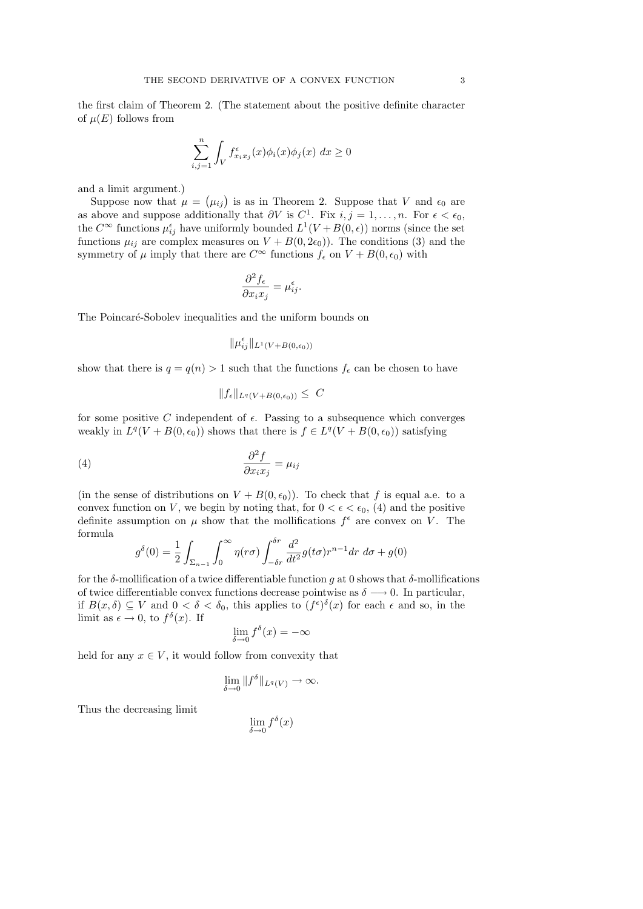the first claim of Theorem 2. (The statement about the positive definite character of $\mu(E)$ follows from

$$\sum_{i,j=1}^{n} \int_V f^{\epsilon}_{x_i x_j}(x)\phi_i(x)\phi_j(x)\; dx \geq 0$$

and a limit argument.)

Suppose now that $\mu = \big(\mu_{ij}\big)$ is as in Theorem 2. Suppose that $V$ and $\epsilon_0$ are as above and suppose additionally that $\partial V$ is $C^1$. Fix $i, j = 1, \ldots, n$. For $\epsilon < \epsilon_0$, the $C^\infty$ functions $\mu^{\epsilon}_{ij}$ have uniformly bounded $L^1(V + B(0,\epsilon))$ norms (since the set functions $\mu_{ij}$ are complex measures on $V + B(0, 2\epsilon_0)$). The conditions (3) and the symmetry of $\mu$ imply that there are $C^\infty$ functions $f_\epsilon$ on $V + B(0, \epsilon_0)$ with

$$\frac{\partial^2 f_\epsilon}{\partial x_i x_j} = \mu^{\epsilon}_{ij}.$$

The Poincaré-Sobolev inequalities and the uniform bounds on

$$\|\mu^{\epsilon}_{ij}\|_{L^1(V+B(0,\epsilon_0))}$$

show that there is $q = q(n) > 1$ such that the functions $f_\epsilon$ can be chosen to have

$$\|f_\epsilon\|_{L^q(V+B(0,\epsilon_0))} \leq \; C$$

for some positive $C$ independent of $\epsilon$. Passing to a subsequence which converges weakly in $L^q(V + B(0,\epsilon_0))$ shows that there is $f \in L^q(V + B(0, \epsilon_0))$ satisfying

$$\frac{\partial^2 f}{\partial x_i x_j} = \mu_{ij} \tag{4}$$

(in the sense of distributions on $V + B(0, \epsilon_0)$). To check that $f$ is equal a.e. to a convex function on $V$, we begin by noting that, for $0 < \epsilon < \epsilon_0$, (4) and the positive definite assumption on $\mu$ show that the mollifications $f^\epsilon$ are convex on $V$. The formula

$$g^\delta(0) = \frac{1}{2}\int_{\Sigma_{n-1}} \int_0^\infty \eta(r\sigma) \int_{-\delta r}^{\delta r} \frac{d^2}{dt^2} g(t\sigma) r^{n-1} dr \; d\sigma + g(0)$$

for the $\delta$-mollification of a twice differentiable function $g$ at $0$ shows that $\delta$-mollifications of twice differentiable convex functions decrease pointwise as $\delta \longrightarrow 0$. In particular, if $B(x,\delta) \subseteq V$ and $0 < \delta < \delta_0$, this applies to $(f^\epsilon)^\delta(x)$ for each $\epsilon$ and so, in the limit as $\epsilon \to 0$, to $f^\delta(x)$. If

$$\lim_{\delta \to 0} f^\delta(x) = -\infty$$

held for any $x \in V$, it would follow from convexity that

$$\lim_{\delta \to 0} \|f^\delta\|_{L^q(V)} \to \infty.$$

Thus the decreasing limit

$$\lim_{\delta \to 0} f^\delta(x)$$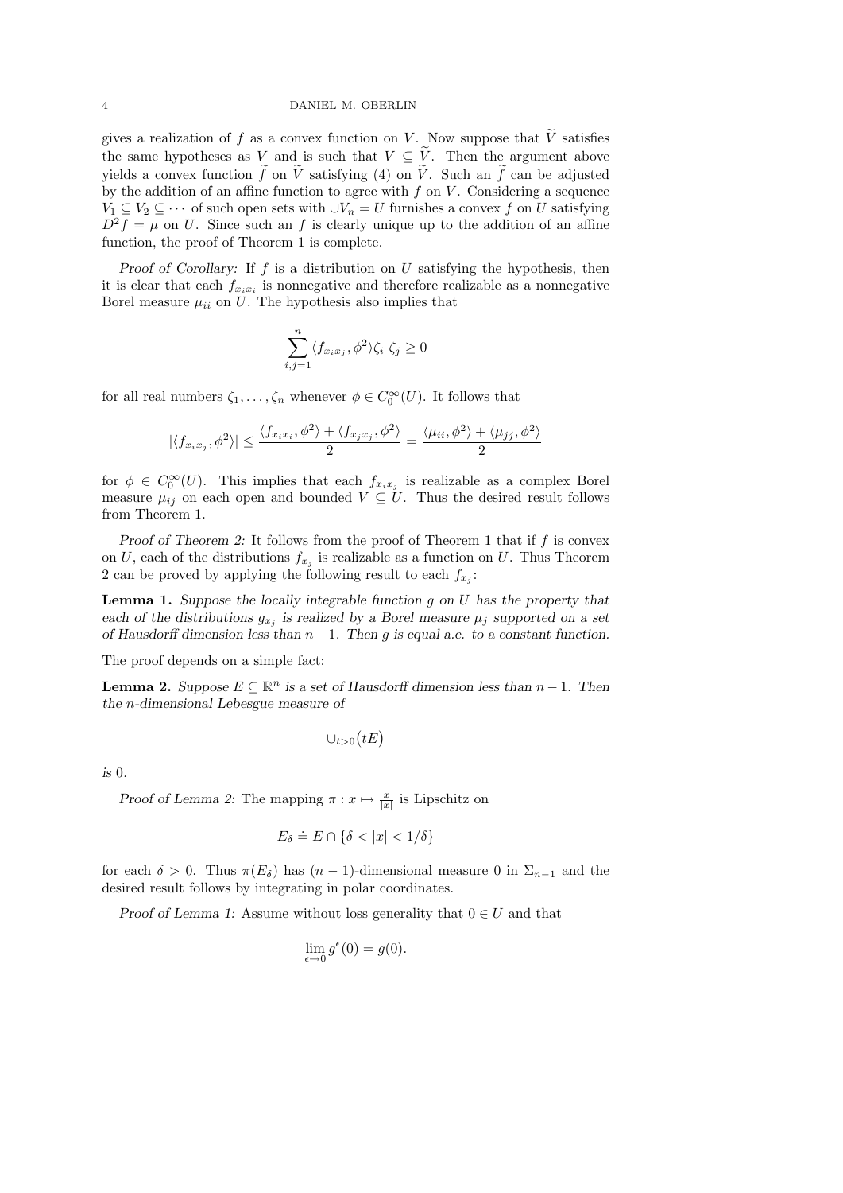gives a realization of $f$ as a convex function on $V$. Now suppose that $\widetilde{V}$ satisfies the same hypotheses as $V$ and is such that $V \subseteq \widetilde{V}$. Then the argument above yields a convex function $\widetilde{f}$ on $\widetilde{V}$ satisfying (4) on $\widetilde{V}$. Such an $\widetilde{f}$ can be adjusted by the addition of an affine function to agree with $f$ on $V$. Considering a sequence $V_1 \subseteq V_2 \subseteq \cdots$ of such open sets with $\cup V_n = U$ furnishes a convex $f$ on $U$ satisfying $D^2 f = \mu$ on $U$. Since such an $f$ is clearly unique up to the addition of an affine function, the proof of Theorem 1 is complete.

*Proof of Corollary:* If $f$ is a distribution on $U$ satisfying the hypothesis, then it is clear that each $f_{x_i x_i}$ is nonnegative and therefore realizable as a nonnegative Borel measure $\mu_{ii}$ on $U$. The hypothesis also implies that

$$\sum_{i,j=1}^{n} \langle f_{x_i x_j}, \phi^2 \rangle \zeta_i \; \zeta_j \geq 0$$

for all real numbers $\zeta_1, \dots, \zeta_n$ whenever $\phi \in C_0^\infty(U)$. It follows that

$$|\langle f_{x_i x_j}, \phi^2 \rangle| \leq \frac{\langle f_{x_i x_i}, \phi^2 \rangle + \langle f_{x_j x_j}, \phi^2 \rangle}{2} = \frac{\langle \mu_{ii}, \phi^2 \rangle + \langle \mu_{jj}, \phi^2 \rangle}{2}$$

for $\phi \in C_0^\infty(U)$. This implies that each $f_{x_i x_j}$ is realizable as a complex Borel measure $\mu_{ij}$ on each open and bounded $V \subseteq U$. Thus the desired result follows from Theorem 1.

*Proof of Theorem 2:* It follows from the proof of Theorem 1 that if $f$ is convex on $U$, each of the distributions $f_{x_j}$ is realizable as a function on $U$. Thus Theorem 2 can be proved by applying the following result to each $f_{x_j}$:

**Lemma 1.** *Suppose the locally integrable function $g$ on $U$ has the property that each of the distributions $g_{x_j}$ is realized by a Borel measure $\mu_j$ supported on a set of Hausdorff dimension less than $n-1$. Then $g$ is equal a.e. to a constant function.*

The proof depends on a simple fact:

**Lemma 2.** *Suppose $E \subseteq \mathbb{R}^n$ is a set of Hausdorff dimension less than $n-1$. Then the $n$-dimensional Lebesgue measure of*

$$\cup_{t>0}\big(tE\big)$$

*is* 0.

*Proof of Lemma 2:* The mapping $\pi : x \mapsto \frac{x}{|x|}$ is Lipschitz on

$$E_\delta \doteq E \cap \{\delta < |x| < 1/\delta\}$$

for each $\delta > 0$. Thus $\pi(E_\delta)$ has $(n-1)$-dimensional measure 0 in $\Sigma_{n-1}$ and the desired result follows by integrating in polar coordinates.

*Proof of Lemma 1:* Assume without loss generality that $0 \in U$ and that

$$\lim_{\epsilon \to 0} g^\epsilon(0) = g(0).$$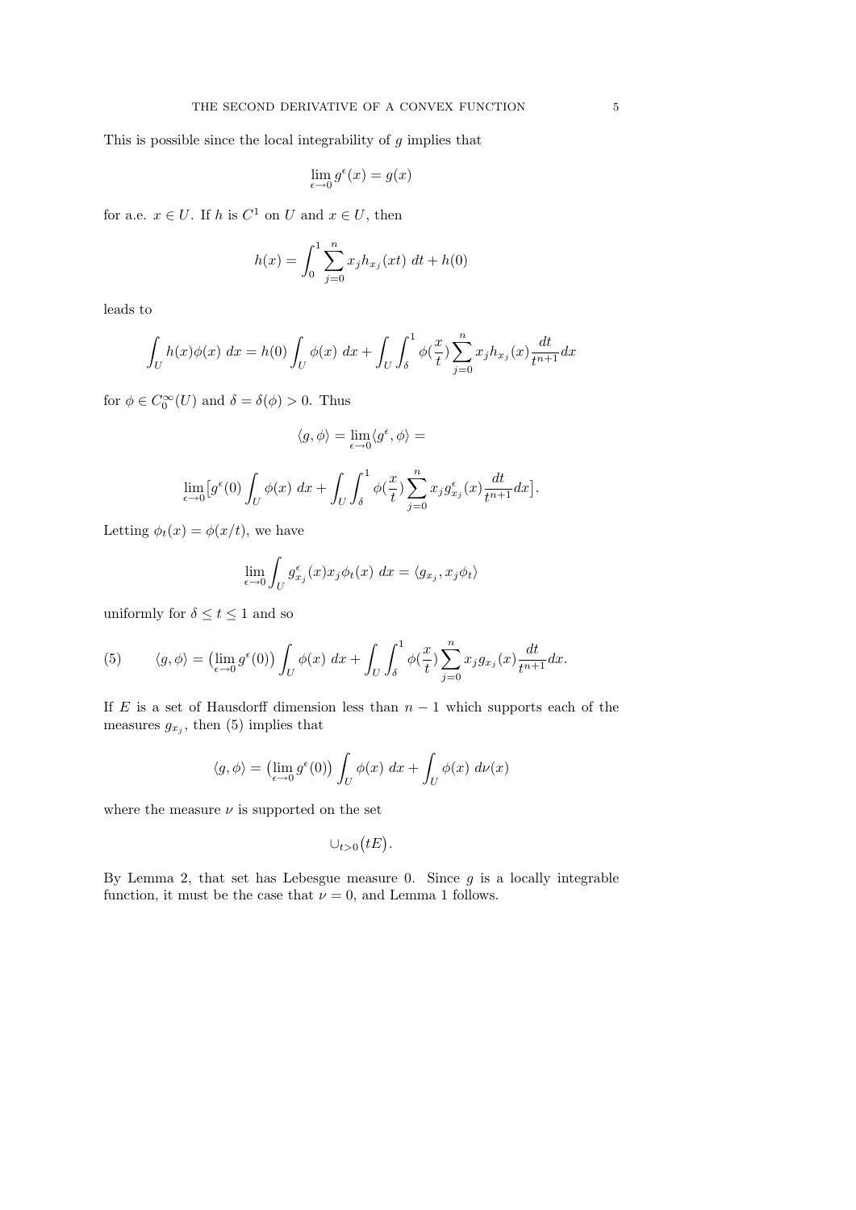This is possible since the local integrability of $g$ implies that

$$\lim_{\epsilon\to 0} g^\epsilon(x) = g(x)$$

for a.e. $x \in U$. If $h$ is $C^1$ on $U$ and $x \in U$, then

$$h(x) = \int_0^1 \sum_{j=0}^n x_j h_{x_j}(xt)\ dt + h(0)$$

leads to

$$\int_U h(x)\phi(x)\ dx = h(0)\int_U \phi(x)\ dx + \int_U \int_\delta^1 \phi(\frac{x}{t}) \sum_{j=0}^n x_j h_{x_j}(x) \frac{dt}{t^{n+1}} dx$$

for $\phi \in C_0^\infty(U)$ and $\delta = \delta(\phi) > 0$. Thus

$$\langle g, \phi \rangle = \lim_{\epsilon\to 0} \langle g^\epsilon, \phi\rangle =$$

$$\lim_{\epsilon\to 0}\big[g^\epsilon(0)\int_U \phi(x)\ dx + \int_U \int_\delta^1 \phi(\frac{x}{t}) \sum_{j=0}^n x_j g^\epsilon_{x_j}(x) \frac{dt}{t^{n+1}} dx\big].$$

Letting $\phi_t(x) = \phi(x/t)$, we have

$$\lim_{\epsilon\to 0} \int_U g^\epsilon_{x_j}(x) x_j \phi_t(x)\ dx = \langle g_{x_j}, x_j\phi_t\rangle$$

uniformly for $\delta \le t \le 1$ and so

$$\langle g, \phi\rangle = \big(\lim_{\epsilon\to 0} g^\epsilon(0)\big)\int_U \phi(x)\ dx + \int_U \int_\delta^1 \phi(\frac{x}{t}) \sum_{j=0}^n x_j g_{x_j}(x) \frac{dt}{t^{n+1}} dx. \tag{5}$$

If $E$ is a set of Hausdorff dimension less than $n-1$ which supports each of the measures $g_{x_j}$, then (5) implies that

$$\langle g, \phi\rangle = \big(\lim_{\epsilon\to 0} g^\epsilon(0)\big)\int_U \phi(x)\ dx + \int_U \phi(x)\ d\nu(x)$$

where the measure $\nu$ is supported on the set

$$\cup_{t>0}\big(tE\big).$$

By Lemma 2, that set has Lebesgue measure 0. Since $g$ is a locally integrable function, it must be the case that $\nu = 0$, and Lemma 1 follows.